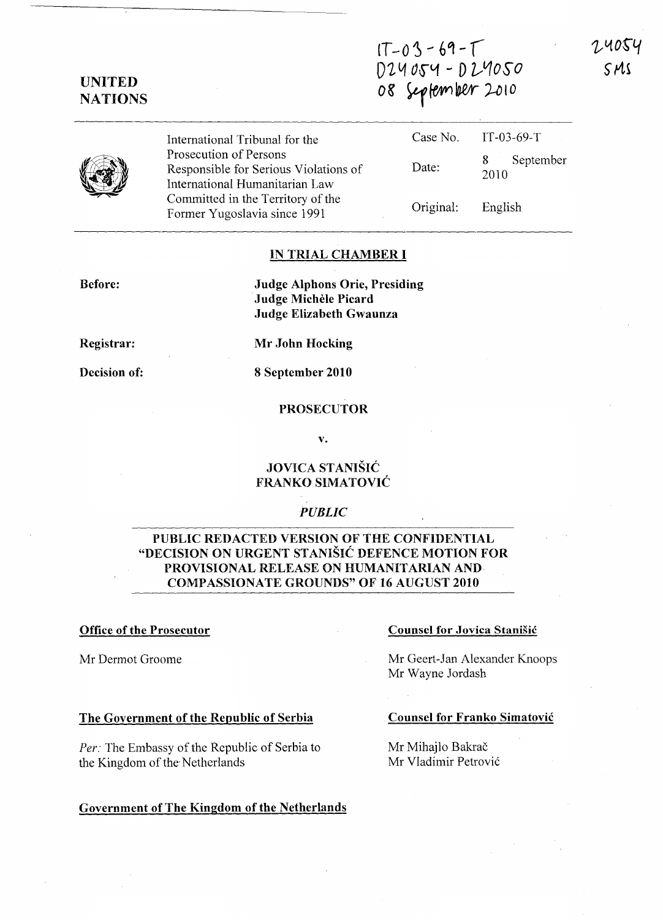IT-03-69-T
D24054 - D24050
08 September 2010

24054
SMS

**UNITED NATIONS**

| International Tribunal for the Prosecution of Persons Responsible for Serious Violations of International Humanitarian Law Committed in the Territory of the Former Yugoslavia since 1991 | Case No. | IT-03-69-T |
|---|---|---|
| | Date: | 8 September 2010 |
| | Original: | English |

**IN TRIAL CHAMBER I**

**Before:** **Judge Alphons Orie, Presiding**
**Judge Michèle Picard**
**Judge Elizabeth Gwaunza**

**Registrar:** **Mr John Hocking**

**Decision of:** **8 September 2010**

**PROSECUTOR**

**v.**

**JOVICA STANIŠIĆ**
**FRANKO SIMATOVIĆ**

***PUBLIC***

**PUBLIC REDACTED VERSION OF THE CONFIDENTIAL "DECISION ON URGENT STANIŠIĆ DEFENCE MOTION FOR PROVISIONAL RELEASE ON HUMANITARIAN AND COMPASSIONATE GROUNDS" OF 16 AUGUST 2010**

**Office of the Prosecutor**

Mr Dermot Groome

**Counsel for Jovica Stanišić**

Mr Geert-Jan Alexander Knoops
Mr Wayne Jordash

**The Government of the Republic of Serbia**

*Per:* The Embassy of the Republic of Serbia to the Kingdom of the Netherlands

**Counsel for Franko Simatović**

Mr Mihajlo Bakrač
Mr Vladimir Petrović

**Government of The Kingdom of the Netherlands**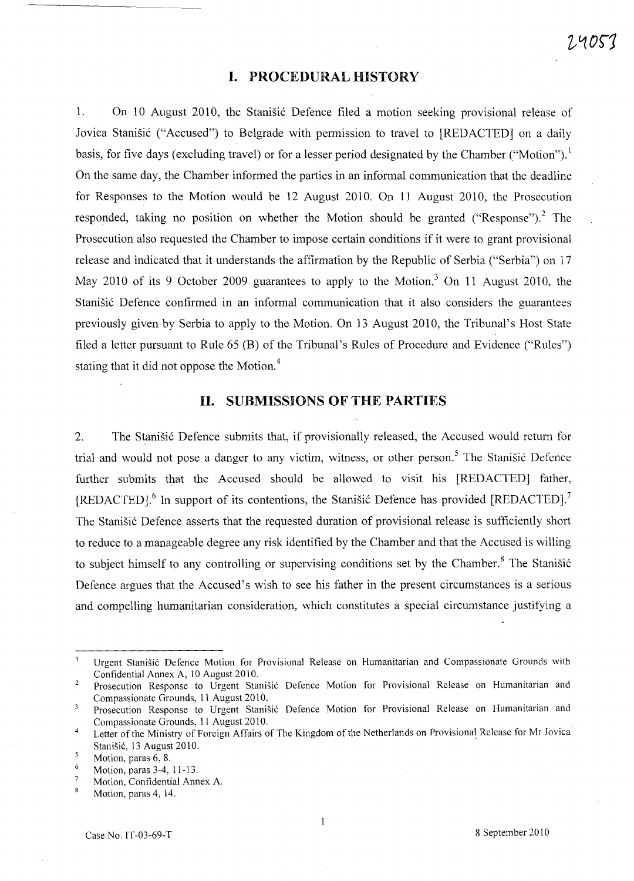# I. PROCEDURAL HISTORY

1. On 10 August 2010, the Stanišić Defence filed a motion seeking provisional release of Jovica Stanišić ("Accused") to Belgrade with permission to travel to [REDACTED] on a daily basis, for five days (excluding travel) or for a lesser period designated by the Chamber ("Motion").[1] On the same day, the Chamber informed the parties in an informal communication that the deadline for Responses to the Motion would be 12 August 2010. On 11 August 2010, the Prosecution responded, taking no position on whether the Motion should be granted ("Response").[2] The Prosecution also requested the Chamber to impose certain conditions if it were to grant provisional release and indicated that it understands the affirmation by the Republic of Serbia ("Serbia") on 17 May 2010 of its 9 October 2009 guarantees to apply to the Motion.[3] On 11 August 2010, the Stanišić Defence confirmed in an informal communication that it also considers the guarantees previously given by Serbia to apply to the Motion. On 13 August 2010, the Tribunal's Host State filed a letter pursuant to Rule 65 (B) of the Tribunal's Rules of Procedure and Evidence ("Rules") stating that it did not oppose the Motion.[4]

# II. SUBMISSIONS OF THE PARTIES

2. The Stanišić Defence submits that, if provisionally released, the Accused would return for trial and would not pose a danger to any victim, witness, or other person.[5] The Stanišić Defence further submits that the Accused should be allowed to visit his [REDACTED] father, [REDACTED].[6] In support of its contentions, the Stanišić Defence has provided [REDACTED].[7] The Stanišić Defence asserts that the requested duration of provisional release is sufficiently short to reduce to a manageable degree any risk identified by the Chamber and that the Accused is willing to subject himself to any controlling or supervising conditions set by the Chamber.[8] The Stanišić Defence argues that the Accused's wish to see his father in the present circumstances is a serious and compelling humanitarian consideration, which constitutes a special circumstance justifying a

---

1. Urgent Stanišić Defence Motion for Provisional Release on Humanitarian and Compassionate Grounds with Confidential Annex A, 10 August 2010.
2. Prosecution Response to Urgent Stanišić Defence Motion for Provisional Release on Humanitarian and Compassionate Grounds, 11 August 2010.
3. Prosecution Response to Urgent Stanišić Defence Motion for Provisional Release on Humanitarian and Compassionate Grounds, 11 August 2010.
4. Letter of the Ministry of Foreign Affairs of The Kingdom of the Netherlands on Provisional Release for Mr Jovica Stanišić, 13 August 2010.
5. Motion, paras 6, 8.
6. Motion, paras 3-4, 11-13.
7. Motion, Confidential Annex A.
8. Motion, paras 4, 14.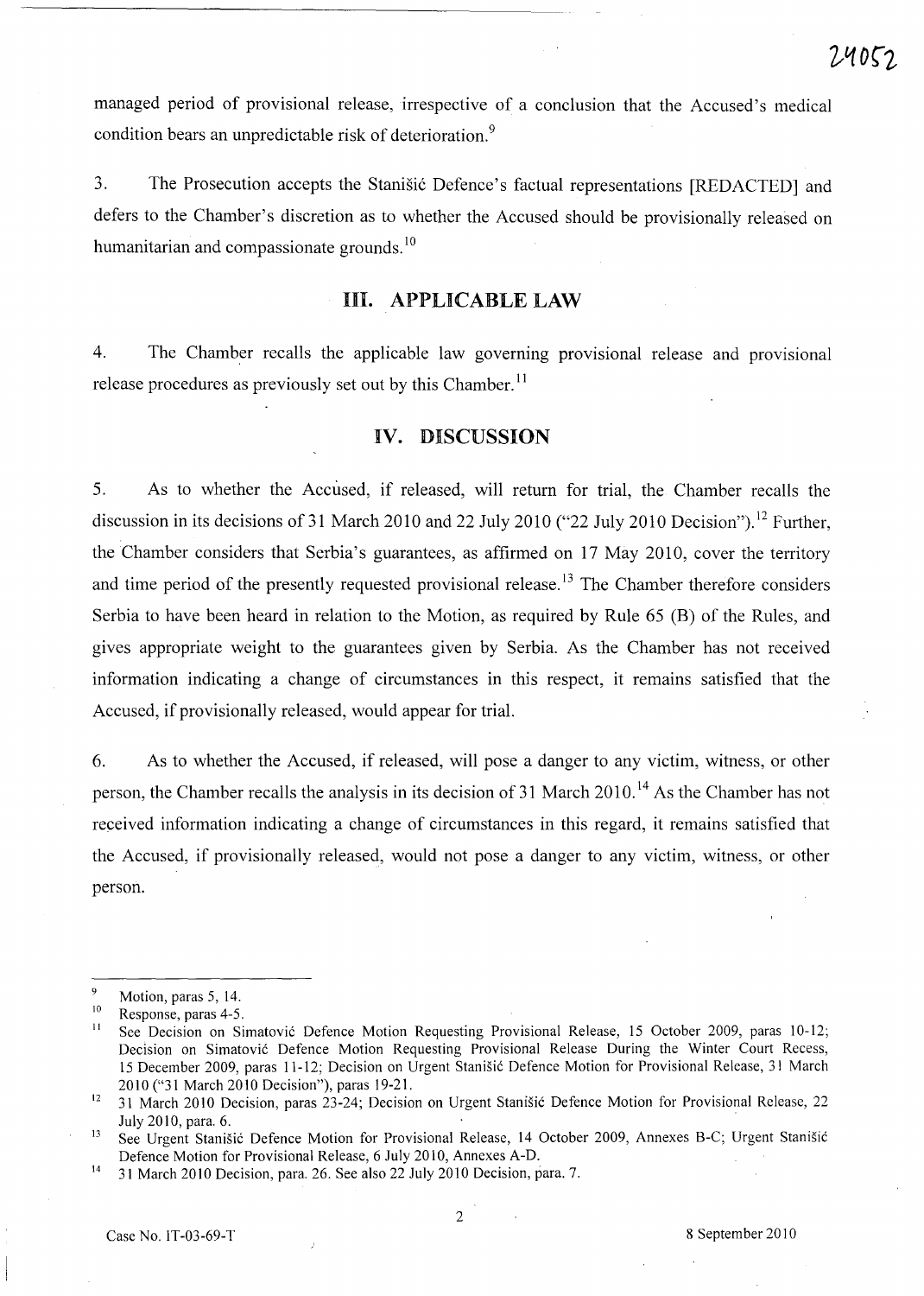managed period of provisional release, irrespective of a conclusion that the Accused's medical condition bears an unpredictable risk of deterioration.[9]

3. The Prosecution accepts the Stanišić Defence's factual representations [REDACTED] and defers to the Chamber's discretion as to whether the Accused should be provisionally released on humanitarian and compassionate grounds.[10]

## III. APPLICABLE LAW

4. The Chamber recalls the applicable law governing provisional release and provisional release procedures as previously set out by this Chamber.[11]

## IV. DISCUSSION

5. As to whether the Accused, if released, will return for trial, the Chamber recalls the discussion in its decisions of 31 March 2010 and 22 July 2010 ("22 July 2010 Decision").[12] Further, the Chamber considers that Serbia's guarantees, as affirmed on 17 May 2010, cover the territory and time period of the presently requested provisional release.[13] The Chamber therefore considers Serbia to have been heard in relation to the Motion, as required by Rule 65 (B) of the Rules, and gives appropriate weight to the guarantees given by Serbia. As the Chamber has not received information indicating a change of circumstances in this respect, it remains satisfied that the Accused, if provisionally released, would appear for trial.

6. As to whether the Accused, if released, will pose a danger to any victim, witness, or other person, the Chamber recalls the analysis in its decision of 31 March 2010.[14] As the Chamber has not received information indicating a change of circumstances in this regard, it remains satisfied that the Accused, if provisionally released, would not pose a danger to any victim, witness, or other person.

---

[9] Motion, paras 5, 14.

[10] Response, paras 4-5.

[11] See Decision on Simatović Defence Motion Requesting Provisional Release, 15 October 2009, paras 10-12; Decision on Simatović Defence Motion Requesting Provisional Release During the Winter Court Recess, 15 December 2009, paras 11-12; Decision on Urgent Stanišić Defence Motion for Provisional Release, 31 March 2010 ("31 March 2010 Decision"), paras 19-21.

[12] 31 March 2010 Decision, paras 23-24; Decision on Urgent Stanišić Defence Motion for Provisional Release, 22 July 2010, para. 6.

[13] See Urgent Stanišić Defence Motion for Provisional Release, 14 October 2009, Annexes B-C; Urgent Stanišić Defence Motion for Provisional Release, 6 July 2010, Annexes A-D.

[14] 31 March 2010 Decision, para. 26. See also 22 July 2010 Decision, para. 7.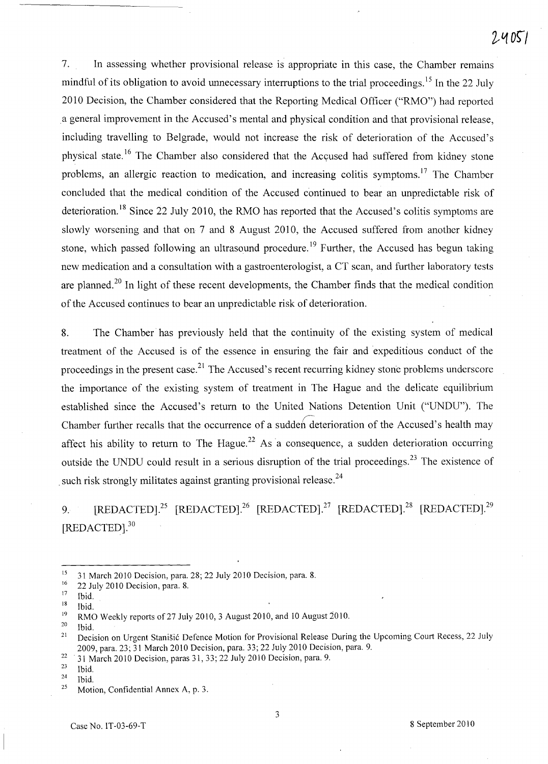7. In assessing whether provisional release is appropriate in this case, the Chamber remains mindful of its obligation to avoid unnecessary interruptions to the trial proceedings.[15] In the 22 July 2010 Decision, the Chamber considered that the Reporting Medical Officer ("RMO") had reported a general improvement in the Accused's mental and physical condition and that provisional release, including travelling to Belgrade, would not increase the risk of deterioration of the Accused's physical state.[16] The Chamber also considered that the Accused had suffered from kidney stone problems, an allergic reaction to medication, and increasing colitis symptoms.[17] The Chamber concluded that the medical condition of the Accused continued to bear an unpredictable risk of deterioration.[18] Since 22 July 2010, the RMO has reported that the Accused's colitis symptoms are slowly worsening and that on 7 and 8 August 2010, the Accused suffered from another kidney stone, which passed following an ultrasound procedure.[19] Further, the Accused has begun taking new medication and a consultation with a gastroenterologist, a CT scan, and further laboratory tests are planned.[20] In light of these recent developments, the Chamber finds that the medical condition of the Accused continues to bear an unpredictable risk of deterioration.

8. The Chamber has previously held that the continuity of the existing system of medical treatment of the Accused is of the essence in ensuring the fair and expeditious conduct of the proceedings in the present case.[21] The Accused's recent recurring kidney stone problems underscore the importance of the existing system of treatment in The Hague and the delicate equilibrium established since the Accused's return to the United Nations Detention Unit ("UNDU"). The Chamber further recalls that the occurrence of a sudden deterioration of the Accused's health may affect his ability to return to The Hague.[22] As a consequence, a sudden deterioration occurring outside the UNDU could result in a serious disruption of the trial proceedings.[23] The existence of such risk strongly militates against granting provisional release.[24]

9. [REDACTED].[25] [REDACTED].[26] [REDACTED].[27] [REDACTED].[28] [REDACTED].[29] [REDACTED].[30]

---

[15] 31 March 2010 Decision, para. 28; 22 July 2010 Decision, para. 8.

[16] 22 July 2010 Decision, para. 8.

[17] Ibid.

[18] Ibid.

[19] RMO Weekly reports of 27 July 2010, 3 August 2010, and 10 August 2010.

[20] Ibid.

[21] Decision on Urgent Stanišić Defence Motion for Provisional Release During the Upcoming Court Recess, 22 July 2009, para. 23; 31 March 2010 Decision, para. 33; 22 July 2010 Decision, para. 9.

[22] 31 March 2010 Decision, paras 31, 33; 22 July 2010 Decision, para. 9.

[23] Ibid.

[24] Ibid.

[25] Motion, Confidential Annex A, p. 3.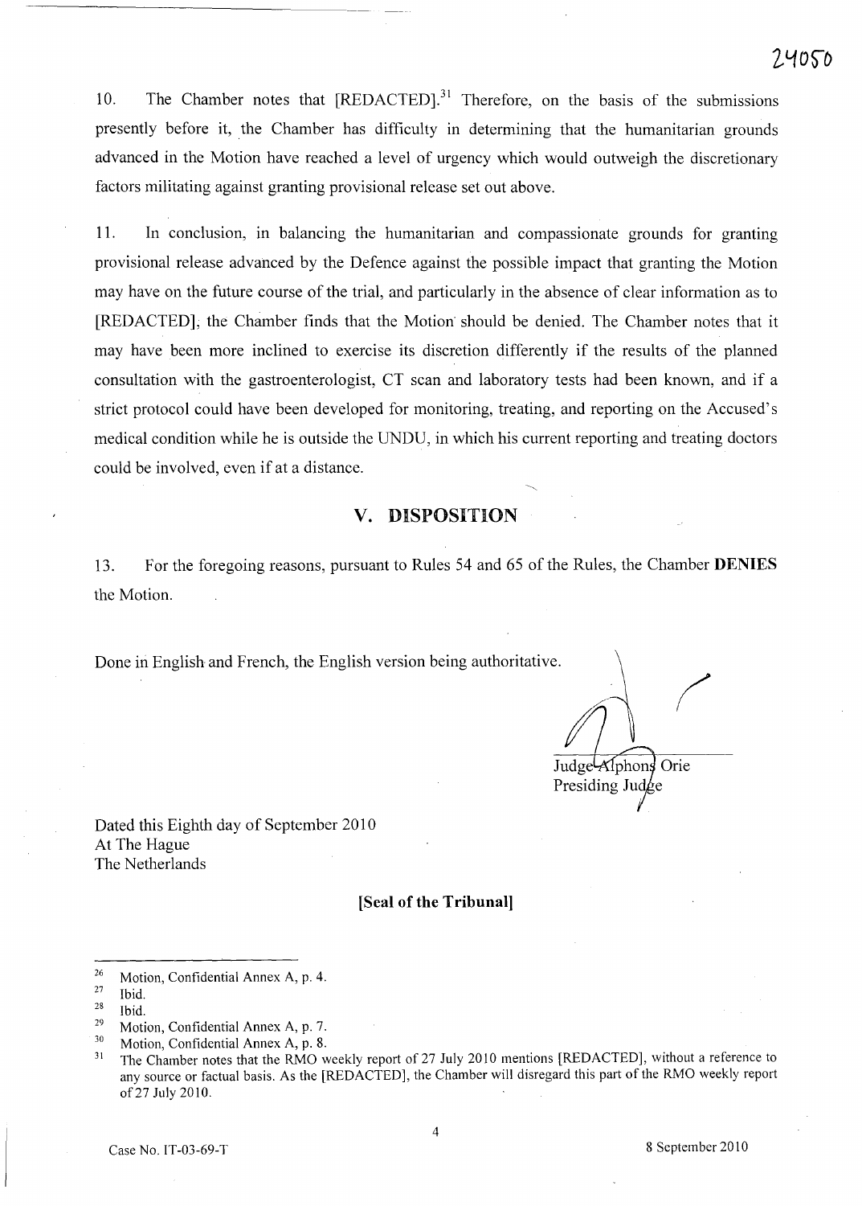10. The Chamber notes that [REDACTED].[31] Therefore, on the basis of the submissions presently before it, the Chamber has difficulty in determining that the humanitarian grounds advanced in the Motion have reached a level of urgency which would outweigh the discretionary factors militating against granting provisional release set out above.

11. In conclusion, in balancing the humanitarian and compassionate grounds for granting provisional release advanced by the Defence against the possible impact that granting the Motion may have on the future course of the trial, and particularly in the absence of clear information as to [REDACTED], the Chamber finds that the Motion should be denied. The Chamber notes that it may have been more inclined to exercise its discretion differently if the results of the planned consultation with the gastroenterologist, CT scan and laboratory tests had been known, and if a strict protocol could have been developed for monitoring, treating, and reporting on the Accused's medical condition while he is outside the UNDU, in which his current reporting and treating doctors could be involved, even if at a distance.

## V. DISPOSITION

13. For the foregoing reasons, pursuant to Rules 54 and 65 of the Rules, the Chamber **DENIES** the Motion.

Done in English and French, the English version being authoritative.

Judge Alphons Orie
Presiding Judge

Dated this Eighth day of September 2010
At The Hague
The Netherlands

**[Seal of the Tribunal]**

---

[26] Motion, Confidential Annex A, p. 4.

[27] Ibid.

[28] Ibid.

[29] Motion, Confidential Annex A, p. 7.

[30] Motion, Confidential Annex A, p. 8.

[31] The Chamber notes that the RMO weekly report of 27 July 2010 mentions [REDACTED], without a reference to any source or factual basis. As the [REDACTED], the Chamber will disregard this part of the RMO weekly report of 27 July 2010.